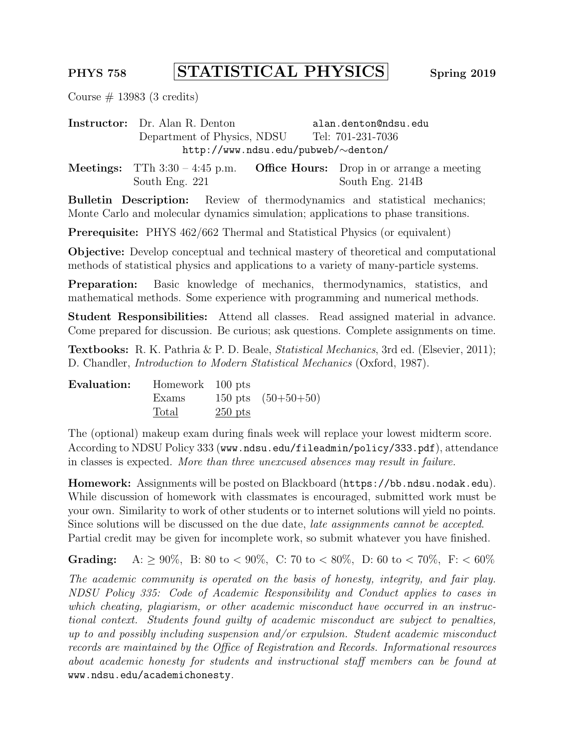**PHYS 758** | **STATISTICAL PHYSICS** | **Spring 2019**

Course # 13983 (3 credits)

**Instructor:** Dr. Alan R. Denton — alan.denton@ndsu.edu
Department of Physics, NDSU — Tel: 701-231-7036
http://www.ndsu.edu/pubweb/∼denton/

**Meetings:** TTh 3:30 – 4:45 p.m., South Eng. 221
**Office Hours:** Drop in or arrange a meeting, South Eng. 214B

**Bulletin Description:** Review of thermodynamics and statistical mechanics; Monte Carlo and molecular dynamics simulation; applications to phase transitions.

**Prerequisite:** PHYS 462/662 Thermal and Statistical Physics (or equivalent)

**Objective:** Develop conceptual and technical mastery of theoretical and computational methods of statistical physics and applications to a variety of many-particle systems.

**Preparation:** Basic knowledge of mechanics, thermodynamics, statistics, and mathematical methods. Some experience with programming and numerical methods.

**Student Responsibilities:** Attend all classes. Read assigned material in advance. Come prepared for discussion. Be curious; ask questions. Complete assignments on time.

**Textbooks:** R. K. Pathria & P. D. Beale, *Statistical Mechanics*, 3rd ed. (Elsevier, 2011); D. Chandler, *Introduction to Modern Statistical Mechanics* (Oxford, 1987).

**Evaluation:**

| | | |
|---|---|---|
| Homework | 100 pts | |
| Exams | 150 pts | (50+50+50) |
| Total | 250 pts | |

The (optional) makeup exam during finals week will replace your lowest midterm score. According to NDSU Policy 333 (www.ndsu.edu/fileadmin/policy/333.pdf), attendance in classes is expected. *More than three unexcused absences may result in failure.*

**Homework:** Assignments will be posted on Blackboard (https://bb.ndsu.nodak.edu). While discussion of homework with classmates is encouraged, submitted work must be your own. Similarity to work of other students or to internet solutions will yield no points. Since solutions will be discussed on the due date, *late assignments cannot be accepted*. Partial credit may be given for incomplete work, so submit whatever you have finished.

**Grading:** A: $\geq 90\%$, B: 80 to $< 90\%$, C: 70 to $< 80\%$, D: 60 to $< 70\%$, F: $< 60\%$

*The academic community is operated on the basis of honesty, integrity, and fair play. NDSU Policy 335: Code of Academic Responsibility and Conduct applies to cases in which cheating, plagiarism, or other academic misconduct have occurred in an instructional context. Students found guilty of academic misconduct are subject to penalties, up to and possibly including suspension and/or expulsion. Student academic misconduct records are maintained by the Office of Registration and Records. Informational resources about academic honesty for students and instructional staff members can be found at* www.ndsu.edu/academichonesty*.*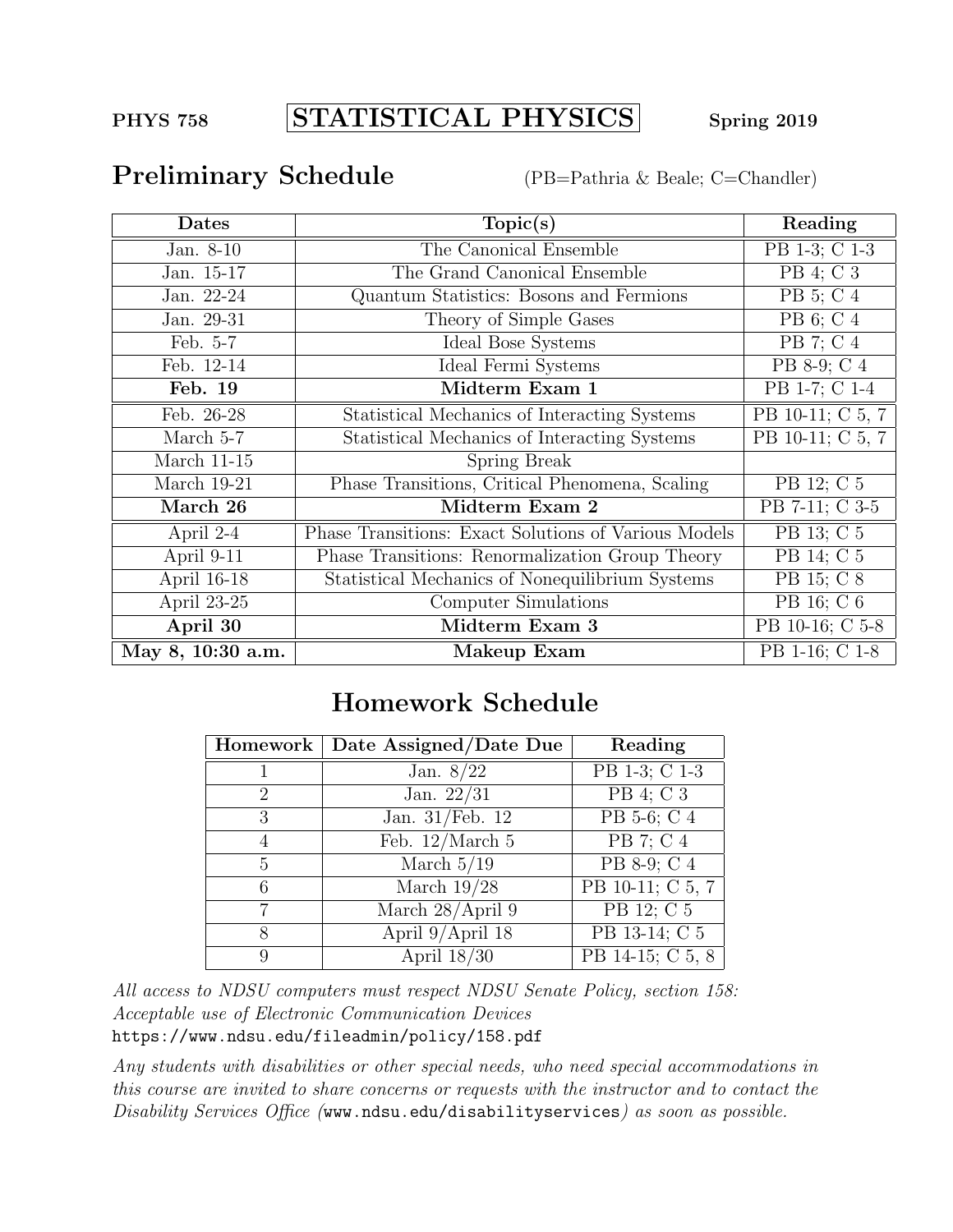**PHYS 758** **STATISTICAL PHYSICS** **Spring 2019**

## Preliminary Schedule

(PB=Pathria & Beale; C=Chandler)

| Dates | Topic(s) | Reading |
|---|---|---|
| Jan. 8-10 | The Canonical Ensemble | PB 1-3; C 1-3 |
| Jan. 15-17 | The Grand Canonical Ensemble | PB 4; C 3 |
| Jan. 22-24 | Quantum Statistics: Bosons and Fermions | PB 5; C 4 |
| Jan. 29-31 | Theory of Simple Gases | PB 6; C 4 |
| Feb. 5-7 | Ideal Bose Systems | PB 7; C 4 |
| Feb. 12-14 | Ideal Fermi Systems | PB 8-9; C 4 |
| **Feb. 19** | **Midterm Exam 1** | PB 1-7; C 1-4 |
| Feb. 26-28 | Statistical Mechanics of Interacting Systems | PB 10-11; C 5, 7 |
| March 5-7 | Statistical Mechanics of Interacting Systems | PB 10-11; C 5, 7 |
| March 11-15 | Spring Break | |
| March 19-21 | Phase Transitions, Critical Phenomena, Scaling | PB 12; C 5 |
| **March 26** | **Midterm Exam 2** | PB 7-11; C 3-5 |
| April 2-4 | Phase Transitions: Exact Solutions of Various Models | PB 13; C 5 |
| April 9-11 | Phase Transitions: Renormalization Group Theory | PB 14; C 5 |
| April 16-18 | Statistical Mechanics of Nonequilibrium Systems | PB 15; C 8 |
| April 23-25 | Computer Simulations | PB 16; C 6 |
| **April 30** | **Midterm Exam 3** | PB 10-16; C 5-8 |
| **May 8, 10:30 a.m.** | **Makeup Exam** | PB 1-16; C 1-8 |

## Homework Schedule

| Homework | Date Assigned/Date Due | Reading |
|---|---|---|
| 1 | Jan. 8/22 | PB 1-3; C 1-3 |
| 2 | Jan. 22/31 | PB 4; C 3 |
| 3 | Jan. 31/Feb. 12 | PB 5-6; C 4 |
| 4 | Feb. 12/March 5 | PB 7; C 4 |
| 5 | March 5/19 | PB 8-9; C 4 |
| 6 | March 19/28 | PB 10-11; C 5, 7 |
| 7 | March 28/April 9 | PB 12; C 5 |
| 8 | April 9/April 18 | PB 13-14; C 5 |
| 9 | April 18/30 | PB 14-15; C 5, 8 |

*All access to NDSU computers must respect NDSU Senate Policy, section 158: Acceptable use of Electronic Communication Devices*
https://www.ndsu.edu/fileadmin/policy/158.pdf

*Any students with disabilities or other special needs, who need special accommodations in this course are invited to share concerns or requests with the instructor and to contact the Disability Services Office (*www.ndsu.edu/disabilityservices*) as soon as possible.*